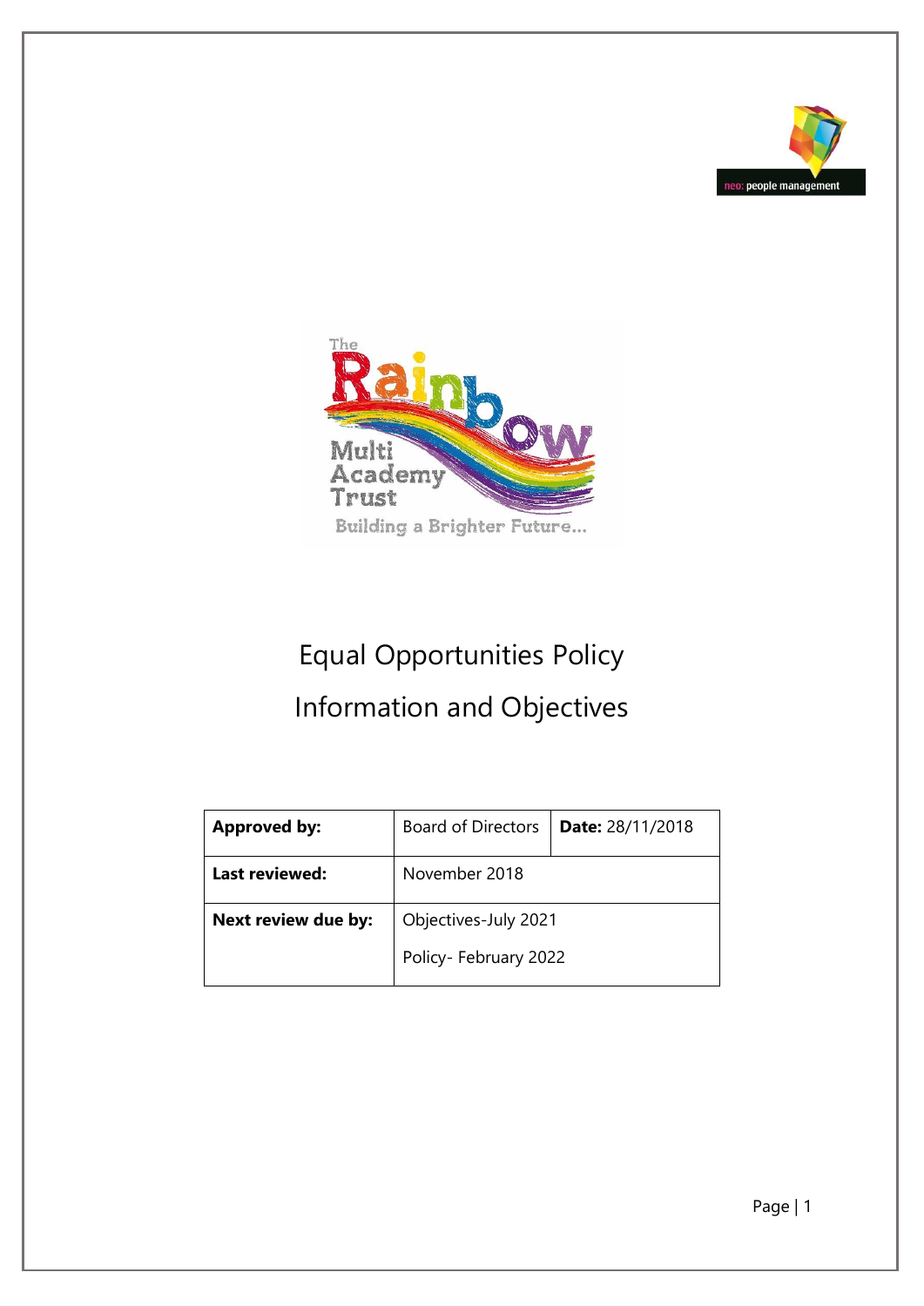# Equal Opportunities Policy

## Information and Objectives

| **Approved by:** | Board of Directors | **Date:** 28/11/2018 |
|---|---|---|
| **Last reviewed:** | November 2018 | |
| **Next review due by:** | Objectives-July 2021<br>Policy- February 2022 | |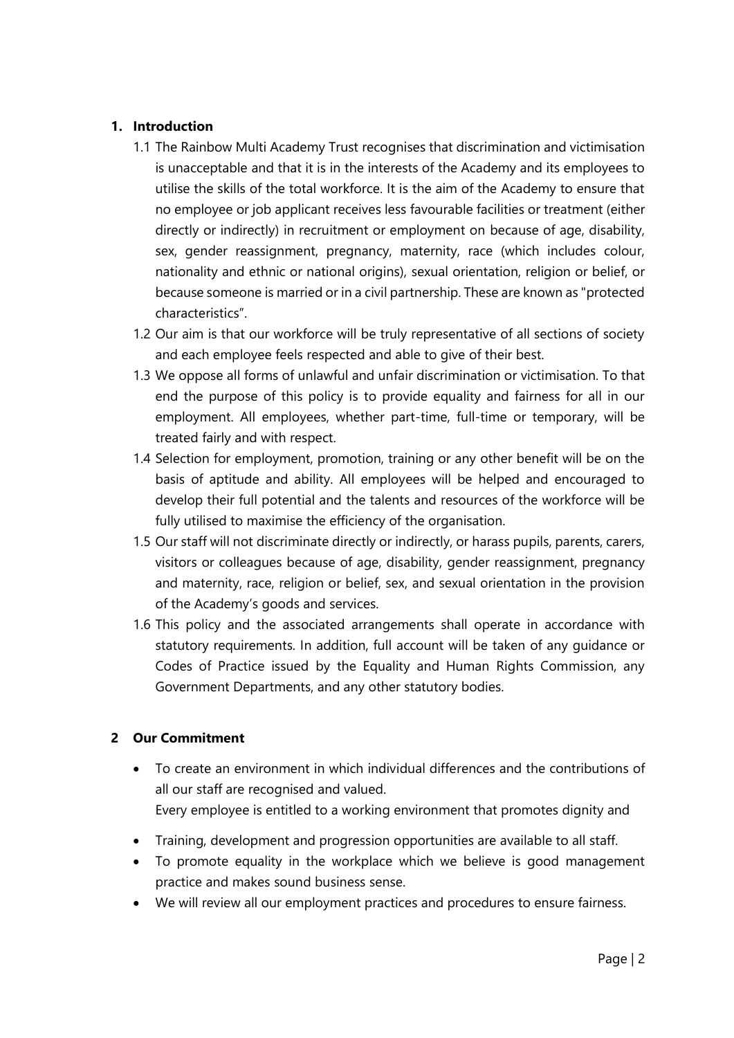## 1. Introduction

1.1 The Rainbow Multi Academy Trust recognises that discrimination and victimisation is unacceptable and that it is in the interests of the Academy and its employees to utilise the skills of the total workforce. It is the aim of the Academy to ensure that no employee or job applicant receives less favourable facilities or treatment (either directly or indirectly) in recruitment or employment on because of age, disability, sex, gender reassignment, pregnancy, maternity, race (which includes colour, nationality and ethnic or national origins), sexual orientation, religion or belief, or because someone is married or in a civil partnership. These are known as "protected characteristics".

1.2 Our aim is that our workforce will be truly representative of all sections of society and each employee feels respected and able to give of their best.

1.3 We oppose all forms of unlawful and unfair discrimination or victimisation. To that end the purpose of this policy is to provide equality and fairness for all in our employment. All employees, whether part-time, full-time or temporary, will be treated fairly and with respect.

1.4 Selection for employment, promotion, training or any other benefit will be on the basis of aptitude and ability. All employees will be helped and encouraged to develop their full potential and the talents and resources of the workforce will be fully utilised to maximise the efficiency of the organisation.

1.5 Our staff will not discriminate directly or indirectly, or harass pupils, parents, carers, visitors or colleagues because of age, disability, gender reassignment, pregnancy and maternity, race, religion or belief, sex, and sexual orientation in the provision of the Academy's goods and services.

1.6 This policy and the associated arrangements shall operate in accordance with statutory requirements. In addition, full account will be taken of any guidance or Codes of Practice issued by the Equality and Human Rights Commission, any Government Departments, and any other statutory bodies.

## 2 Our Commitment

- To create an environment in which individual differences and the contributions of all our staff are recognised and valued.
  Every employee is entitled to a working environment that promotes dignity and
- Training, development and progression opportunities are available to all staff.
- To promote equality in the workplace which we believe is good management practice and makes sound business sense.
- We will review all our employment practices and procedures to ensure fairness.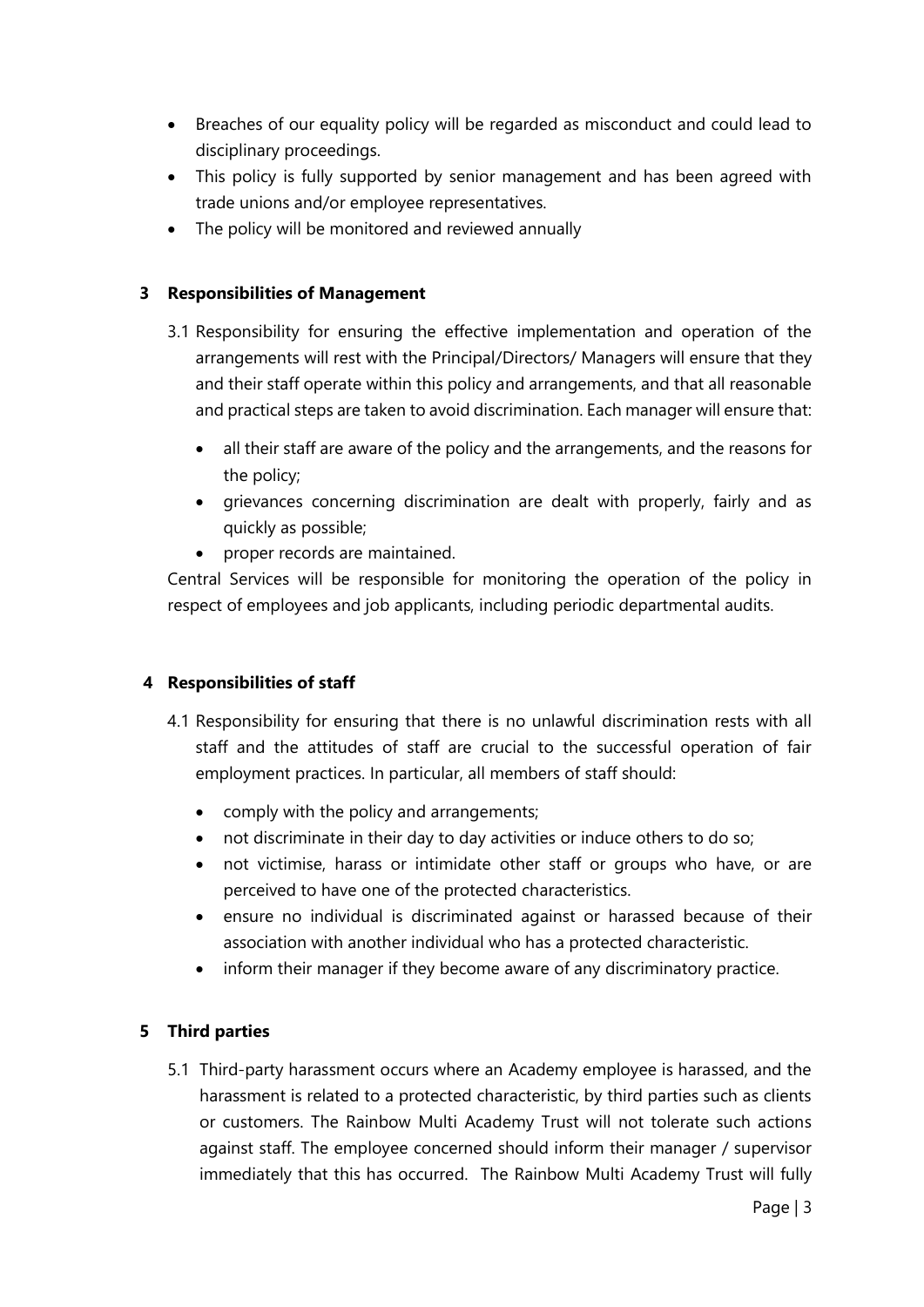- Breaches of our equality policy will be regarded as misconduct and could lead to disciplinary proceedings.
- This policy is fully supported by senior management and has been agreed with trade unions and/or employee representatives.
- The policy will be monitored and reviewed annually

## 3 Responsibilities of Management

3.1 Responsibility for ensuring the effective implementation and operation of the arrangements will rest with the Principal/Directors/ Managers will ensure that they and their staff operate within this policy and arrangements, and that all reasonable and practical steps are taken to avoid discrimination. Each manager will ensure that:

- all their staff are aware of the policy and the arrangements, and the reasons for the policy;
- grievances concerning discrimination are dealt with properly, fairly and as quickly as possible;
- proper records are maintained.

Central Services will be responsible for monitoring the operation of the policy in respect of employees and job applicants, including periodic departmental audits.

## 4 Responsibilities of staff

4.1 Responsibility for ensuring that there is no unlawful discrimination rests with all staff and the attitudes of staff are crucial to the successful operation of fair employment practices. In particular, all members of staff should:

- comply with the policy and arrangements;
- not discriminate in their day to day activities or induce others to do so;
- not victimise, harass or intimidate other staff or groups who have, or are perceived to have one of the protected characteristics.
- ensure no individual is discriminated against or harassed because of their association with another individual who has a protected characteristic.
- inform their manager if they become aware of any discriminatory practice.

## 5 Third parties

5.1 Third-party harassment occurs where an Academy employee is harassed, and the harassment is related to a protected characteristic, by third parties such as clients or customers. The Rainbow Multi Academy Trust will not tolerate such actions against staff. The employee concerned should inform their manager / supervisor immediately that this has occurred. The Rainbow Multi Academy Trust will fully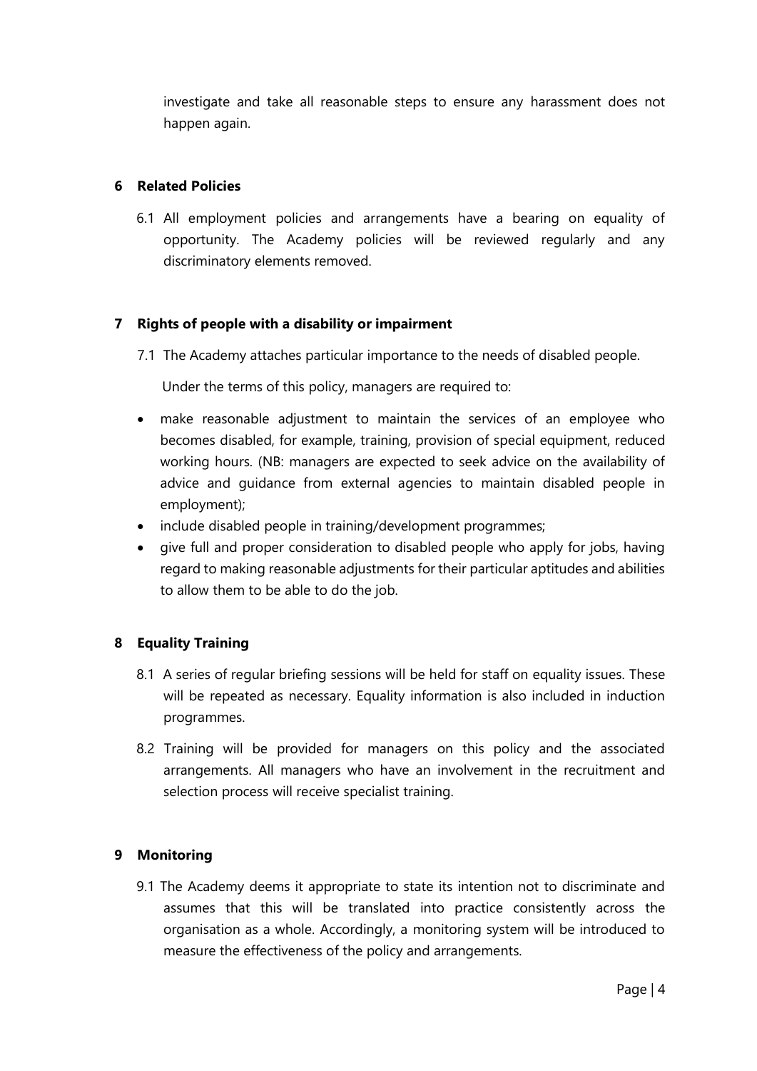investigate and take all reasonable steps to ensure any harassment does not happen again.

## 6 Related Policies

6.1 All employment policies and arrangements have a bearing on equality of opportunity. The Academy policies will be reviewed regularly and any discriminatory elements removed.

## 7 Rights of people with a disability or impairment

7.1 The Academy attaches particular importance to the needs of disabled people.

Under the terms of this policy, managers are required to:

- make reasonable adjustment to maintain the services of an employee who becomes disabled, for example, training, provision of special equipment, reduced working hours. (NB: managers are expected to seek advice on the availability of advice and guidance from external agencies to maintain disabled people in employment);
- include disabled people in training/development programmes;
- give full and proper consideration to disabled people who apply for jobs, having regard to making reasonable adjustments for their particular aptitudes and abilities to allow them to be able to do the job.

## 8 Equality Training

8.1 A series of regular briefing sessions will be held for staff on equality issues. These will be repeated as necessary. Equality information is also included in induction programmes.

8.2 Training will be provided for managers on this policy and the associated arrangements. All managers who have an involvement in the recruitment and selection process will receive specialist training.

## 9 Monitoring

9.1 The Academy deems it appropriate to state its intention not to discriminate and assumes that this will be translated into practice consistently across the organisation as a whole. Accordingly, a monitoring system will be introduced to measure the effectiveness of the policy and arrangements.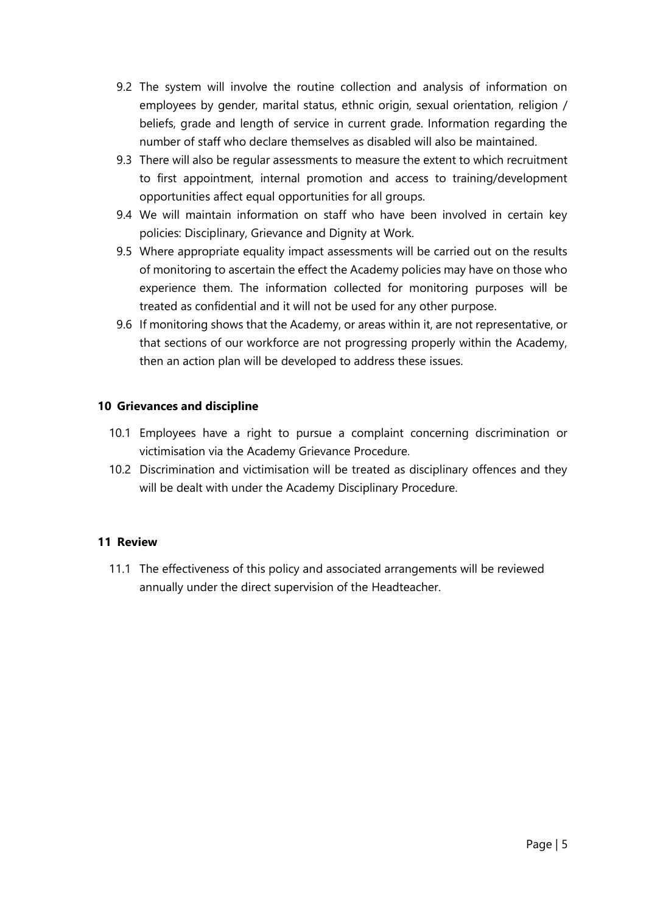9.2 The system will involve the routine collection and analysis of information on employees by gender, marital status, ethnic origin, sexual orientation, religion / beliefs, grade and length of service in current grade. Information regarding the number of staff who declare themselves as disabled will also be maintained.

9.3 There will also be regular assessments to measure the extent to which recruitment to first appointment, internal promotion and access to training/development opportunities affect equal opportunities for all groups.

9.4 We will maintain information on staff who have been involved in certain key policies: Disciplinary, Grievance and Dignity at Work.

9.5 Where appropriate equality impact assessments will be carried out on the results of monitoring to ascertain the effect the Academy policies may have on those who experience them. The information collected for monitoring purposes will be treated as confidential and it will not be used for any other purpose.

9.6 If monitoring shows that the Academy, or areas within it, are not representative, or that sections of our workforce are not progressing properly within the Academy, then an action plan will be developed to address these issues.

## 10 Grievances and discipline

10.1 Employees have a right to pursue a complaint concerning discrimination or victimisation via the Academy Grievance Procedure.

10.2 Discrimination and victimisation will be treated as disciplinary offences and they will be dealt with under the Academy Disciplinary Procedure.

## 11 Review

11.1 The effectiveness of this policy and associated arrangements will be reviewed annually under the direct supervision of the Headteacher.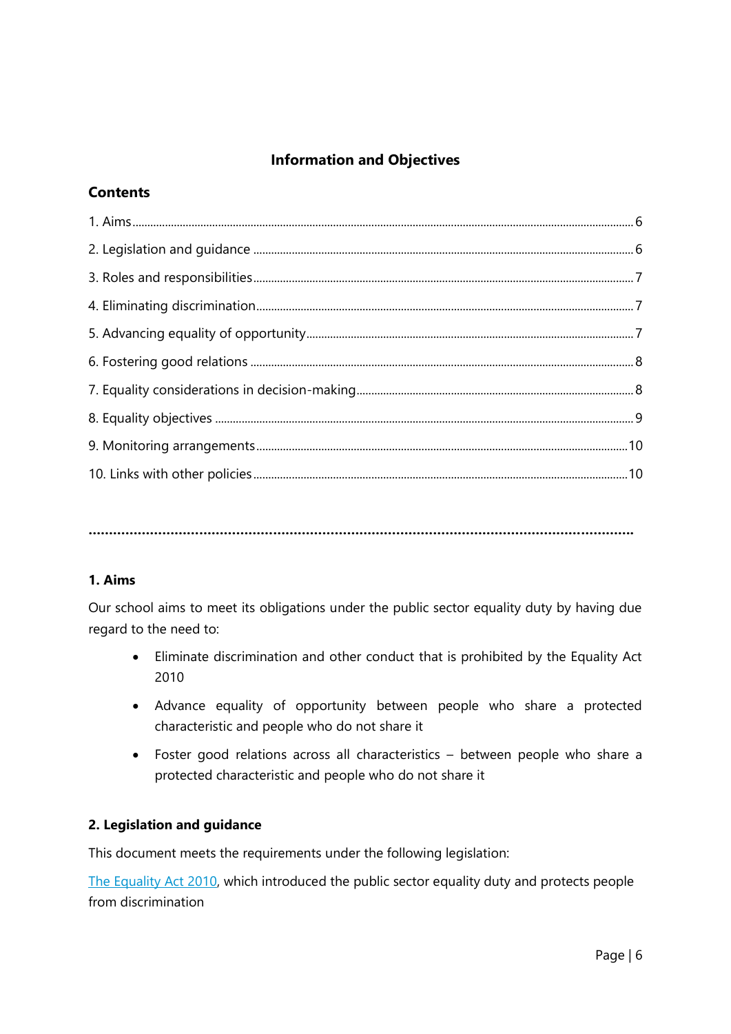## Information and Objectives

### Contents

1. Aims ........ 6
2. Legislation and guidance ........ 6
3. Roles and responsibilities ........ 7
4. Eliminating discrimination ........ 7
5. Advancing equality of opportunity ........ 7
6. Fostering good relations ........ 8
7. Equality considerations in decision-making ........ 8
8. Equality objectives ........ 9
9. Monitoring arrangements ........ 10
10. Links with other policies ........ 10

---

### 1. Aims

Our school aims to meet its obligations under the public sector equality duty by having due regard to the need to:

- Eliminate discrimination and other conduct that is prohibited by the Equality Act 2010
- Advance equality of opportunity between people who share a protected characteristic and people who do not share it
- Foster good relations across all characteristics – between people who share a protected characteristic and people who do not share it

### 2. Legislation and guidance

This document meets the requirements under the following legislation:

The Equality Act 2010, which introduced the public sector equality duty and protects people from discrimination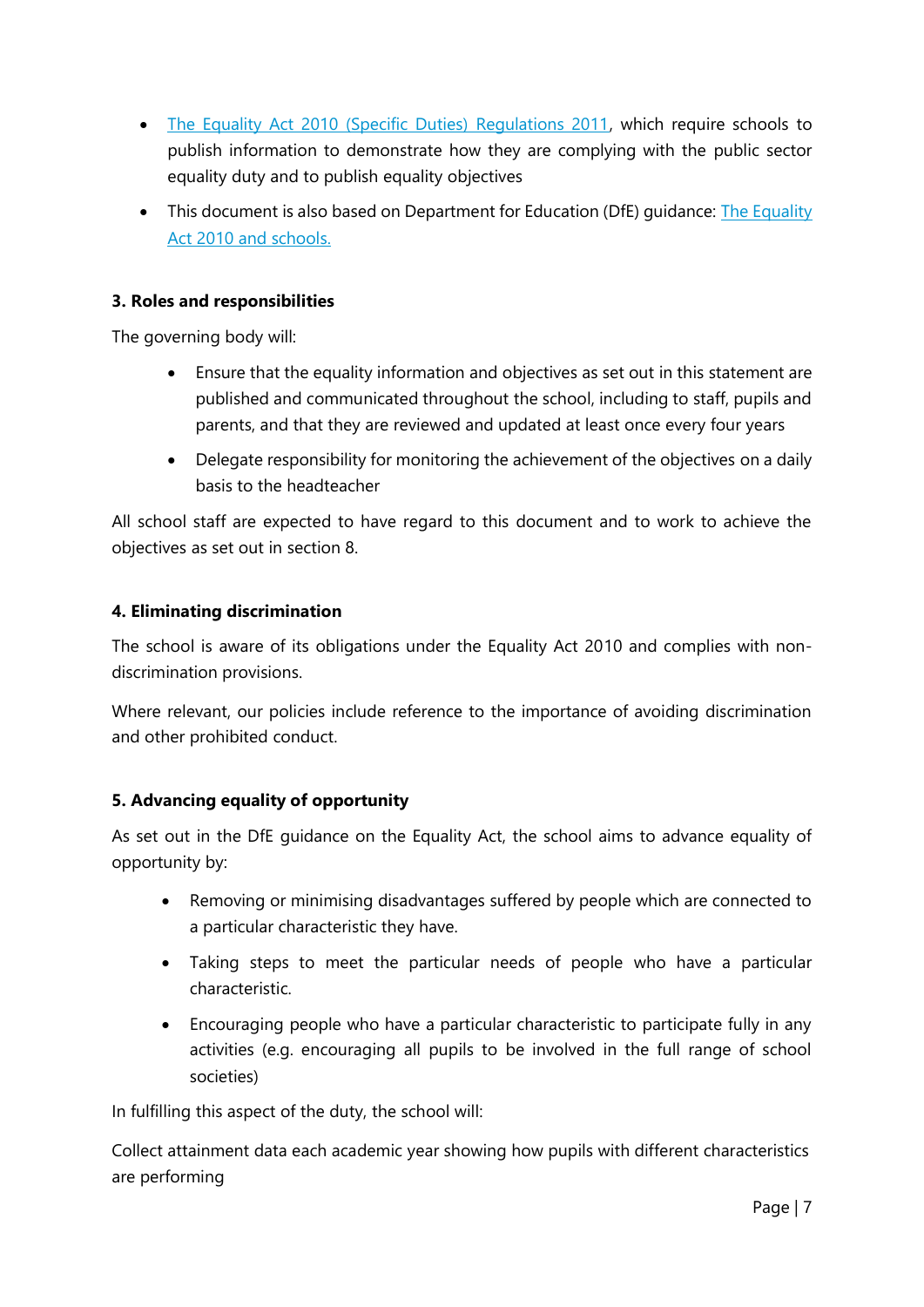- [The Equality Act 2010 (Specific Duties) Regulations 2011](), which require schools to publish information to demonstrate how they are complying with the public sector equality duty and to publish equality objectives
- This document is also based on Department for Education (DfE) guidance: [The Equality Act 2010 and schools.]()

**3. Roles and responsibilities**

The governing body will:

- Ensure that the equality information and objectives as set out in this statement are published and communicated throughout the school, including to staff, pupils and parents, and that they are reviewed and updated at least once every four years
- Delegate responsibility for monitoring the achievement of the objectives on a daily basis to the headteacher

All school staff are expected to have regard to this document and to work to achieve the objectives as set out in section 8.

**4. Eliminating discrimination**

The school is aware of its obligations under the Equality Act 2010 and complies with non-discrimination provisions.

Where relevant, our policies include reference to the importance of avoiding discrimination and other prohibited conduct.

**5. Advancing equality of opportunity**

As set out in the DfE guidance on the Equality Act, the school aims to advance equality of opportunity by:

- Removing or minimising disadvantages suffered by people which are connected to a particular characteristic they have.
- Taking steps to meet the particular needs of people who have a particular characteristic.
- Encouraging people who have a particular characteristic to participate fully in any activities (e.g. encouraging all pupils to be involved in the full range of school societies)

In fulfilling this aspect of the duty, the school will:

Collect attainment data each academic year showing how pupils with different characteristics are performing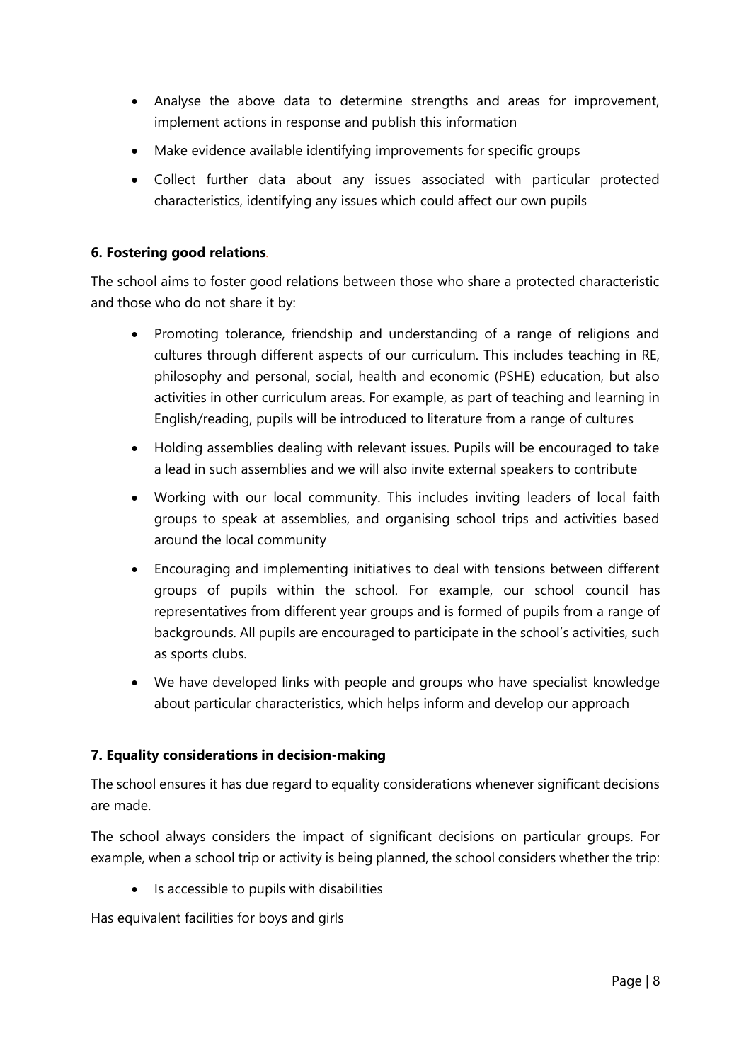- Analyse the above data to determine strengths and areas for improvement, implement actions in response and publish this information
- Make evidence available identifying improvements for specific groups
- Collect further data about any issues associated with particular protected characteristics, identifying any issues which could affect our own pupils

**6. Fostering good relations**.

The school aims to foster good relations between those who share a protected characteristic and those who do not share it by:

- Promoting tolerance, friendship and understanding of a range of religions and cultures through different aspects of our curriculum. This includes teaching in RE, philosophy and personal, social, health and economic (PSHE) education, but also activities in other curriculum areas. For example, as part of teaching and learning in English/reading, pupils will be introduced to literature from a range of cultures
- Holding assemblies dealing with relevant issues. Pupils will be encouraged to take a lead in such assemblies and we will also invite external speakers to contribute
- Working with our local community. This includes inviting leaders of local faith groups to speak at assemblies, and organising school trips and activities based around the local community
- Encouraging and implementing initiatives to deal with tensions between different groups of pupils within the school. For example, our school council has representatives from different year groups and is formed of pupils from a range of backgrounds. All pupils are encouraged to participate in the school's activities, such as sports clubs.
- We have developed links with people and groups who have specialist knowledge about particular characteristics, which helps inform and develop our approach

**7. Equality considerations in decision-making**

The school ensures it has due regard to equality considerations whenever significant decisions are made.

The school always considers the impact of significant decisions on particular groups. For example, when a school trip or activity is being planned, the school considers whether the trip:

- Is accessible to pupils with disabilities

Has equivalent facilities for boys and girls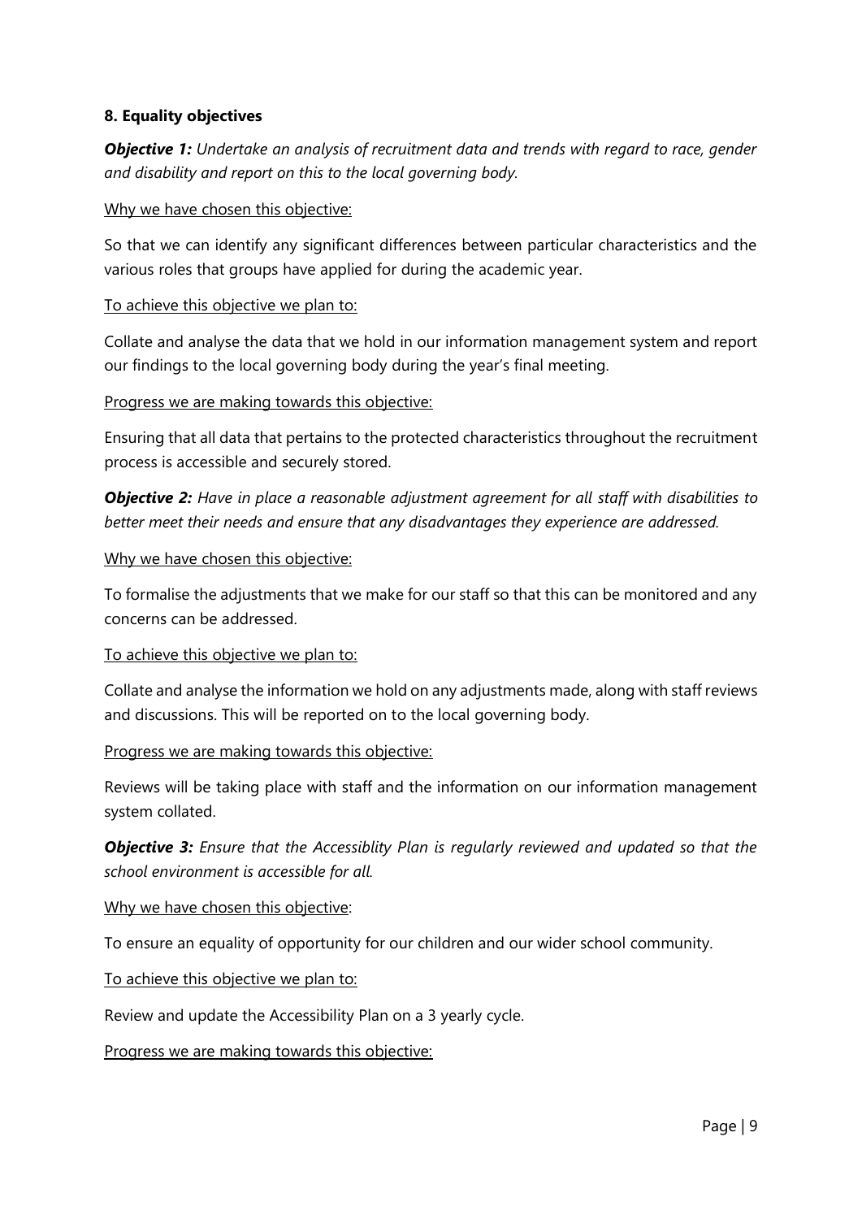**8. Equality objectives**

***Objective 1:*** *Undertake an analysis of recruitment data and trends with regard to race, gender and disability and report on this to the local governing body.*

Why we have chosen this objective:

So that we can identify any significant differences between particular characteristics and the various roles that groups have applied for during the academic year.

To achieve this objective we plan to:

Collate and analyse the data that we hold in our information management system and report our findings to the local governing body during the year's final meeting.

Progress we are making towards this objective:

Ensuring that all data that pertains to the protected characteristics throughout the recruitment process is accessible and securely stored.

***Objective 2:*** *Have in place a reasonable adjustment agreement for all staff with disabilities to better meet their needs and ensure that any disadvantages they experience are addressed.*

Why we have chosen this objective:

To formalise the adjustments that we make for our staff so that this can be monitored and any concerns can be addressed.

To achieve this objective we plan to:

Collate and analyse the information we hold on any adjustments made, along with staff reviews and discussions. This will be reported on to the local governing body.

Progress we are making towards this objective:

Reviews will be taking place with staff and the information on our information management system collated.

***Objective 3:*** *Ensure that the Accessiblity Plan is regularly reviewed and updated so that the school environment is accessible for all.*

Why we have chosen this objective:

To ensure an equality of opportunity for our children and our wider school community.

To achieve this objective we plan to:

Review and update the Accessibility Plan on a 3 yearly cycle.

Progress we are making towards this objective: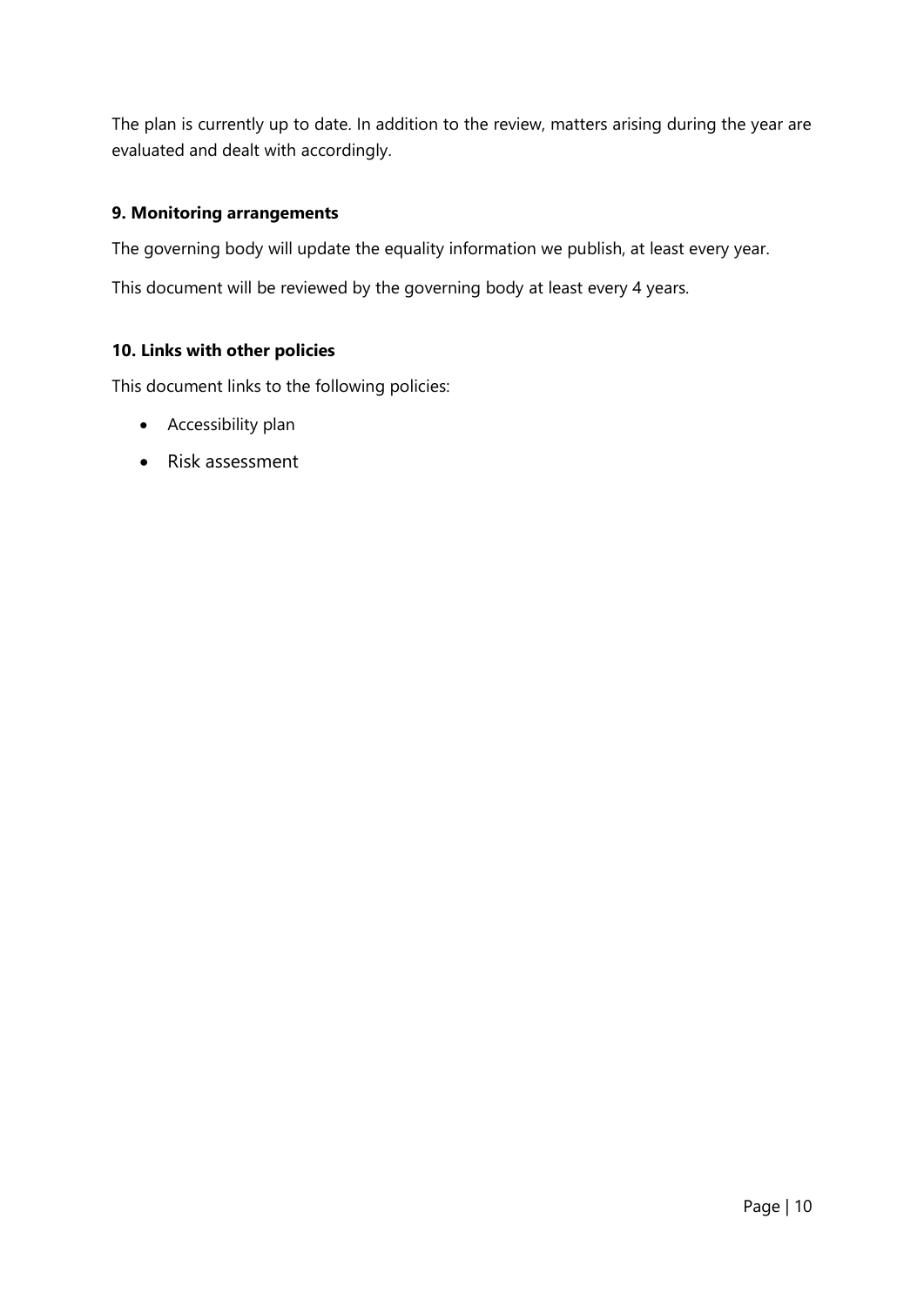The plan is currently up to date. In addition to the review, matters arising during the year are evaluated and dealt with accordingly.

**9. Monitoring arrangements**

The governing body will update the equality information we publish, at least every year.

This document will be reviewed by the governing body at least every 4 years.

**10. Links with other policies**

This document links to the following policies:

- Accessibility plan
- Risk assessment